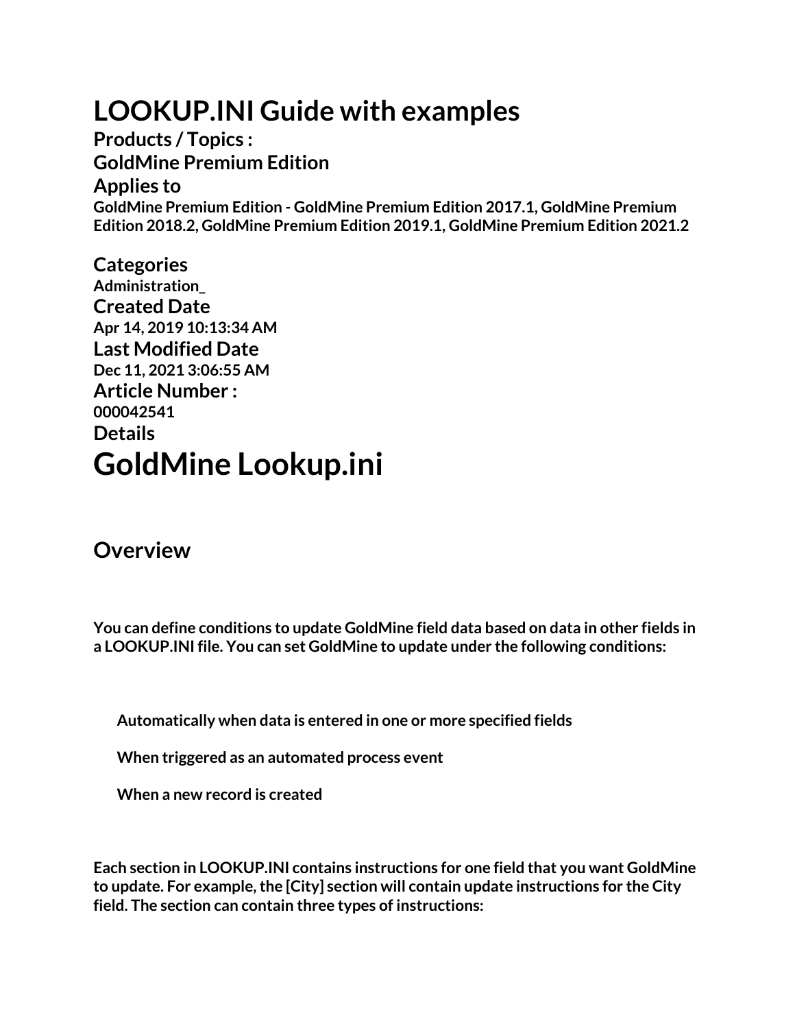# LOOKUP.INI Guide with examples

**Products / Topics :**

**GoldMine Premium Edition**

**Applies to**

**GoldMine Premium Edition - GoldMine Premium Edition 2017.1, GoldMine Premium Edition 2018.2, GoldMine Premium Edition 2019.1, GoldMine Premium Edition 2021.2**

**Categories**

**Administration_**

**Created Date**

**Apr 14, 2019 10:13:34 AM**

**Last Modified Date**

**Dec 11, 2021 3:06:55 AM**

**Article Number :**

**000042541**

**Details**

# GoldMine Lookup.ini

## Overview

**You can define conditions to update GoldMine field data based on data in other fields in a LOOKUP.INI file. You can set GoldMine to update under the following conditions:**

- **Automatically when data is entered in one or more specified fields**
- **When triggered as an automated process event**
- **When a new record is created**

**Each section in LOOKUP.INI contains instructions for one field that you want GoldMine to update. For example, the [City] section will contain update instructions for the City field. The section can contain three types of instructions:**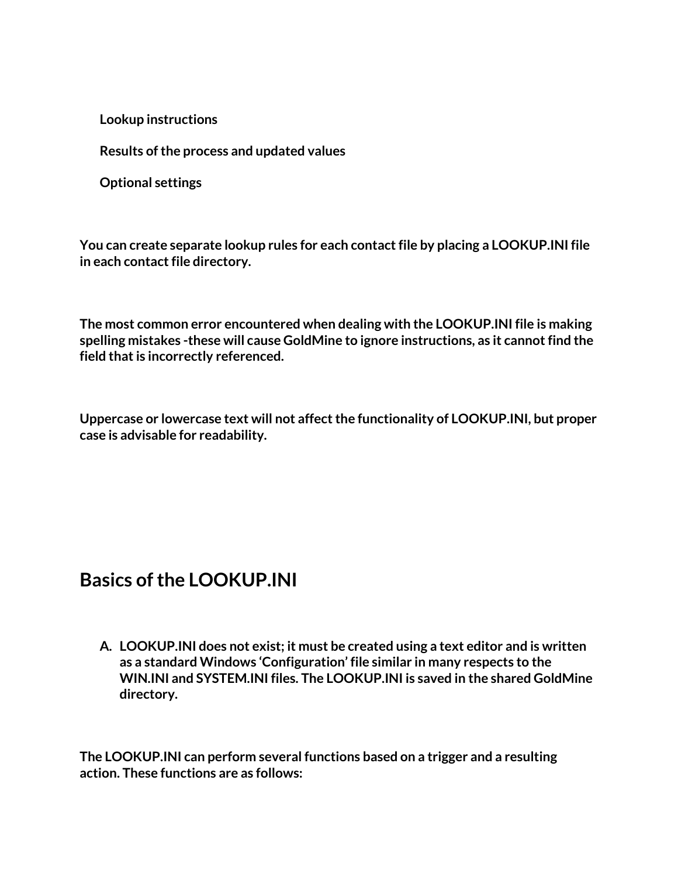**Lookup instructions**

**Results of the process and updated values**

**Optional settings**

**You can create separate lookup rules for each contact file by placing a LOOKUP.INI file in each contact file directory.**

**The most common error encountered when dealing with the LOOKUP.INI file is making spelling mistakes -these will cause GoldMine to ignore instructions, as it cannot find the field that is incorrectly referenced.**

**Uppercase or lowercase text will not affect the functionality of LOOKUP.INI, but proper case is advisable for readability.**

## Basics of the LOOKUP.INI

A. **LOOKUP.INI does not exist; it must be created using a text editor and is written as a standard Windows 'Configuration' file similar in many respects to the WIN.INI and SYSTEM.INI files. The LOOKUP.INI is saved in the shared GoldMine directory.**

**The LOOKUP.INI can perform several functions based on a trigger and a resulting action. These functions are as follows:**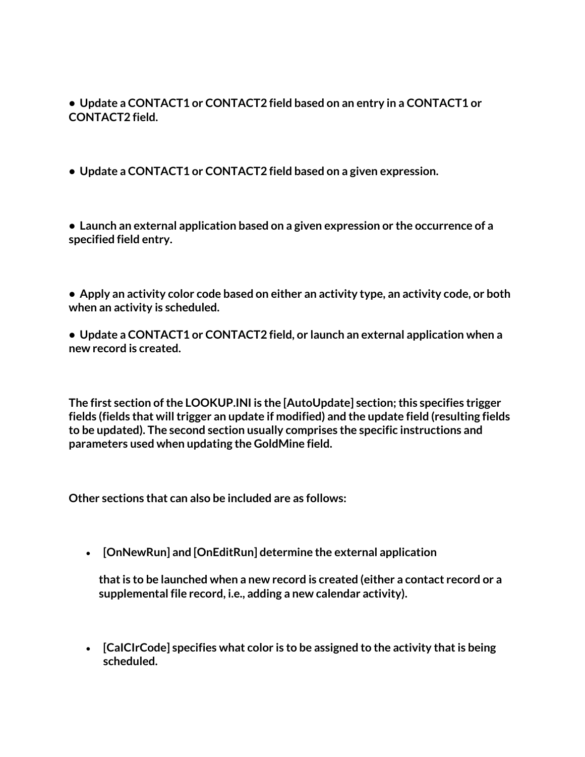**• Update a CONTACT1 or CONTACT2 field based on an entry in a CONTACT1 or CONTACT2 field.**

**• Update a CONTACT1 or CONTACT2 field based on a given expression.**

**• Launch an external application based on a given expression or the occurrence of a specified field entry.**

**• Apply an activity color code based on either an activity type, an activity code, or both when an activity is scheduled.**

**• Update a CONTACT1 or CONTACT2 field, or launch an external application when a new record is created.**

**The first section of the LOOKUP.INI is the [AutoUpdate] section; this specifies trigger fields (fields that will trigger an update if modified) and the update field (resulting fields to be updated). The second section usually comprises the specific instructions and parameters used when updating the GoldMine field.**

**Other sections that can also be included are as follows:**

- **[OnNewRun] and [OnEditRun] determine the external application**

  **that is to be launched when a new record is created (either a contact record or a supplemental file record, i.e., adding a new calendar activity).**

- **[CalClrCode] specifies what color is to be assigned to the activity that is being scheduled.**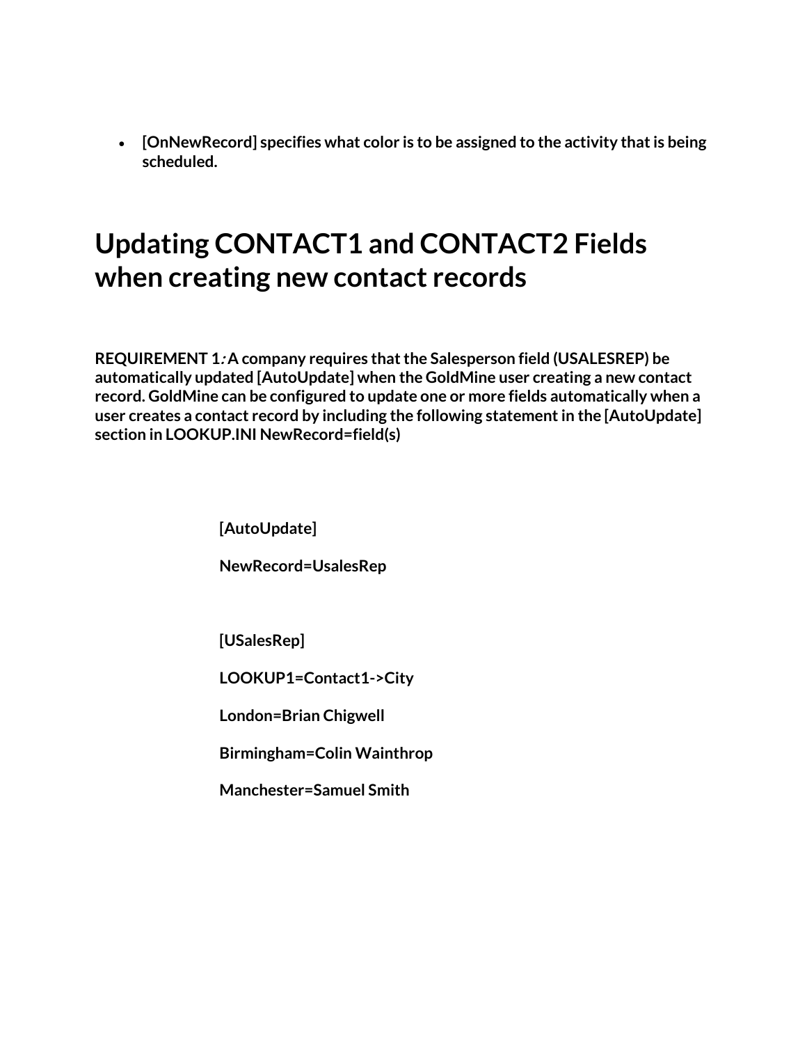- **[OnNewRecord] specifies what color is to be assigned to the activity that is being scheduled.**

# Updating CONTACT1 and CONTACT2 Fields when creating new contact records

**REQUIREMENT 1*:* A company requires that the Salesperson field (USALESREP) be automatically updated [AutoUpdate] when the GoldMine user creating a new contact record. GoldMine can be configured to update one or more fields automatically when a user creates a contact record by including the following statement in the [AutoUpdate] section in LOOKUP.INI NewRecord=field(s)**

```
[AutoUpdate]

NewRecord=UsalesRep


[USalesRep]

LOOKUP1=Contact1->City

London=Brian Chigwell

Birmingham=Colin Wainthrop

Manchester=Samuel Smith
```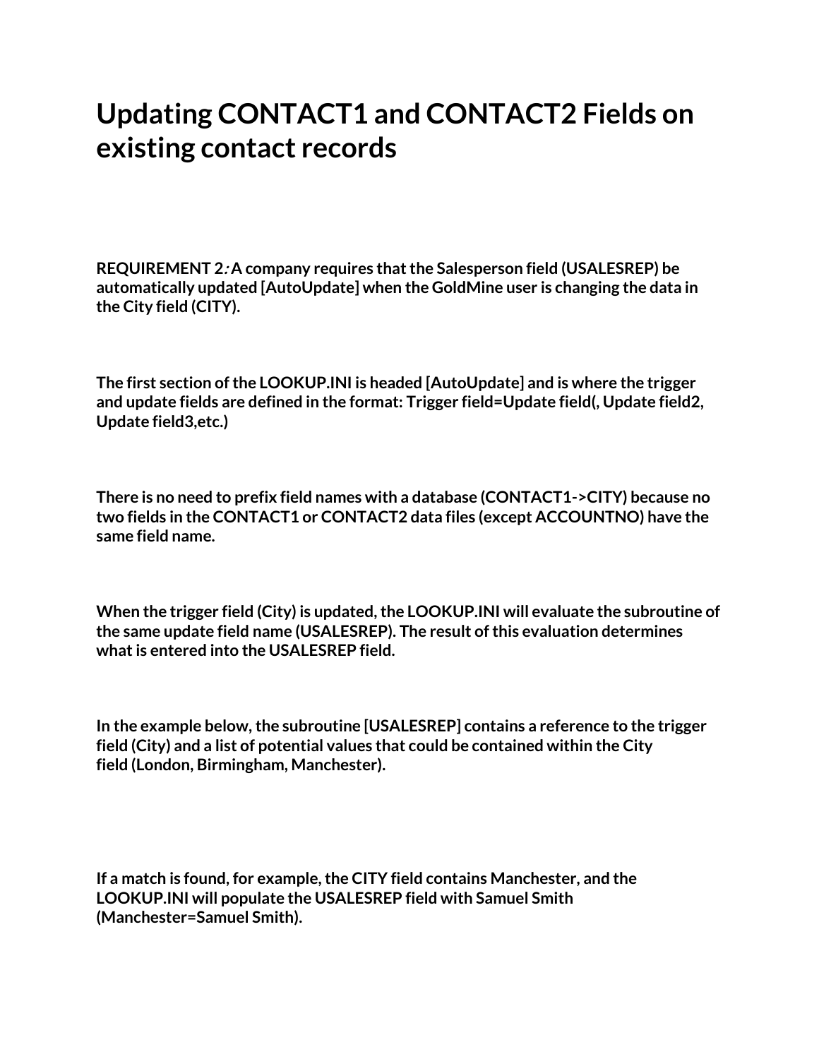# Updating CONTACT1 and CONTACT2 Fields on existing contact records

**REQUIREMENT 2*:* A company requires that the Salesperson field (USALESREP) be automatically updated [AutoUpdate] when the GoldMine user is changing the data in the City field (CITY).**

**The first section of the LOOKUP.INI is headed [AutoUpdate] and is where the trigger and update fields are defined in the format: Trigger field=Update field(, Update field2, Update field3,etc.)**

**There is no need to prefix field names with a database (CONTACT1->CITY) because no two fields in the CONTACT1 or CONTACT2 data files (except ACCOUNTNO) have the same field name.**

**When the trigger field (City) is updated, the LOOKUP.INI will evaluate the subroutine of the same update field name (USALESREP). The result of this evaluation determines what is entered into the USALESREP field.**

**In the example below, the subroutine [USALESREP] contains a reference to the trigger field (City) and a list of potential values that could be contained within the City field (London, Birmingham, Manchester).**

**If a match is found, for example, the CITY field contains Manchester, and the LOOKUP.INI will populate the USALESREP field with Samuel Smith (Manchester=Samuel Smith).**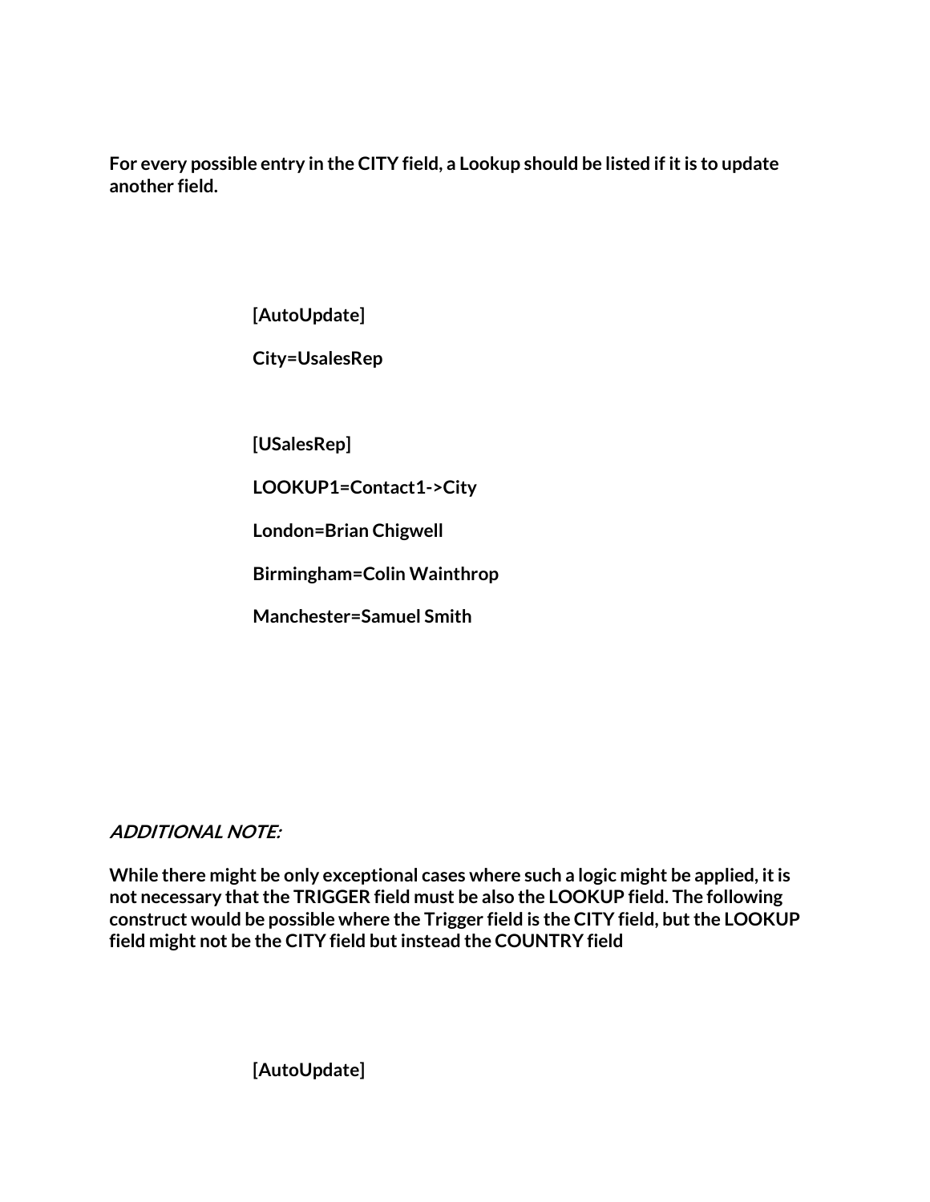**For every possible entry in the CITY field, a Lookup should be listed if it is to update another field.**

```
[AutoUpdate]

City=UsalesRep


[USalesRep]

LOOKUP1=Contact1->City

London=Brian Chigwell

Birmingham=Colin Wainthrop

Manchester=Samuel Smith
```

***ADDITIONAL NOTE:***

**While there might be only exceptional cases where such a logic might be applied, it is not necessary that the TRIGGER field must be also the LOOKUP field. The following construct would be possible where the Trigger field is the CITY field, but the LOOKUP field might not be the CITY field but instead the COUNTRY field**

```
[AutoUpdate]
```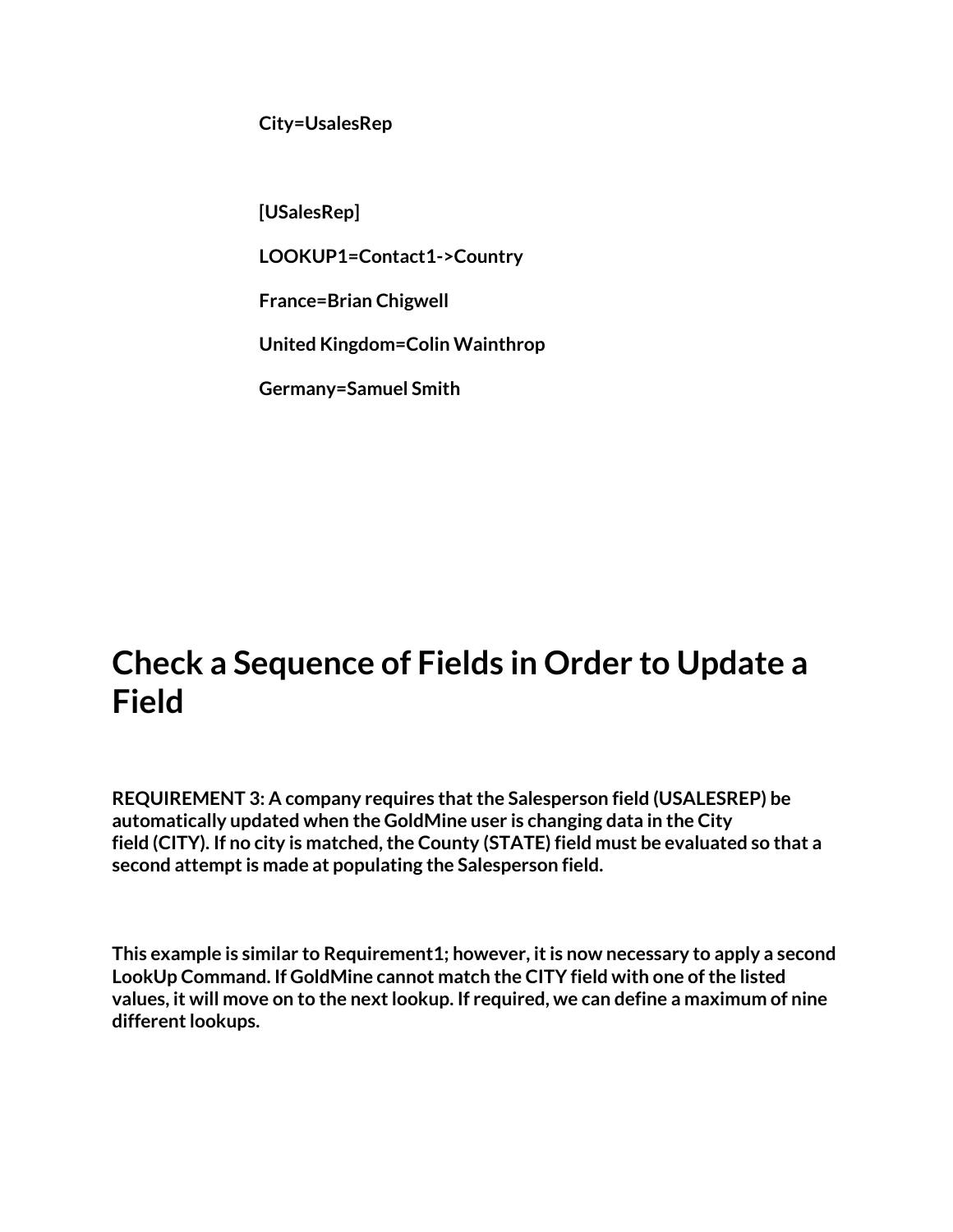**City=UsalesRep**

**[USalesRep]**

**LOOKUP1=Contact1->Country**

**France=Brian Chigwell**

**United Kingdom=Colin Wainthrop**

**Germany=Samuel Smith**

# Check a Sequence of Fields in Order to Update a Field

**REQUIREMENT 3: A company requires that the Salesperson field (USALESREP) be automatically updated when the GoldMine user is changing data in the City field (CITY). If no city is matched, the County (STATE) field must be evaluated so that a second attempt is made at populating the Salesperson field.**

**This example is similar to Requirement1; however, it is now necessary to apply a second LookUp Command. If GoldMine cannot match the CITY field with one of the listed values, it will move on to the next lookup. If required, we can define a maximum of nine different lookups.**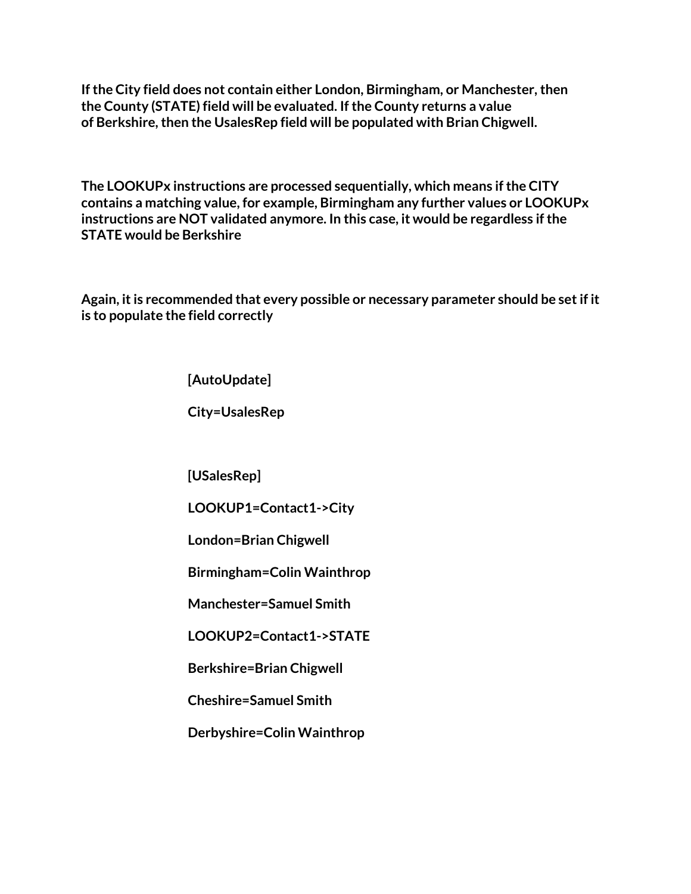**If the City field does not contain either London, Birmingham, or Manchester, then the County (STATE) field will be evaluated. If the County returns a value of Berkshire, then the UsalesRep field will be populated with Brian Chigwell.**

**The LOOKUPx instructions are processed sequentially, which means if the CITY contains a matching value, for example, Birmingham any further values or LOOKUPx instructions are NOT validated anymore. In this case, it would be regardless if the STATE would be Berkshire**

**Again, it is recommended that every possible or necessary parameter should be set if it is to populate the field correctly**

```
[AutoUpdate]

City=UsalesRep


[USalesRep]

LOOKUP1=Contact1->City

London=Brian Chigwell

Birmingham=Colin Wainthrop

Manchester=Samuel Smith

LOOKUP2=Contact1->STATE

Berkshire=Brian Chigwell

Cheshire=Samuel Smith

Derbyshire=Colin Wainthrop
```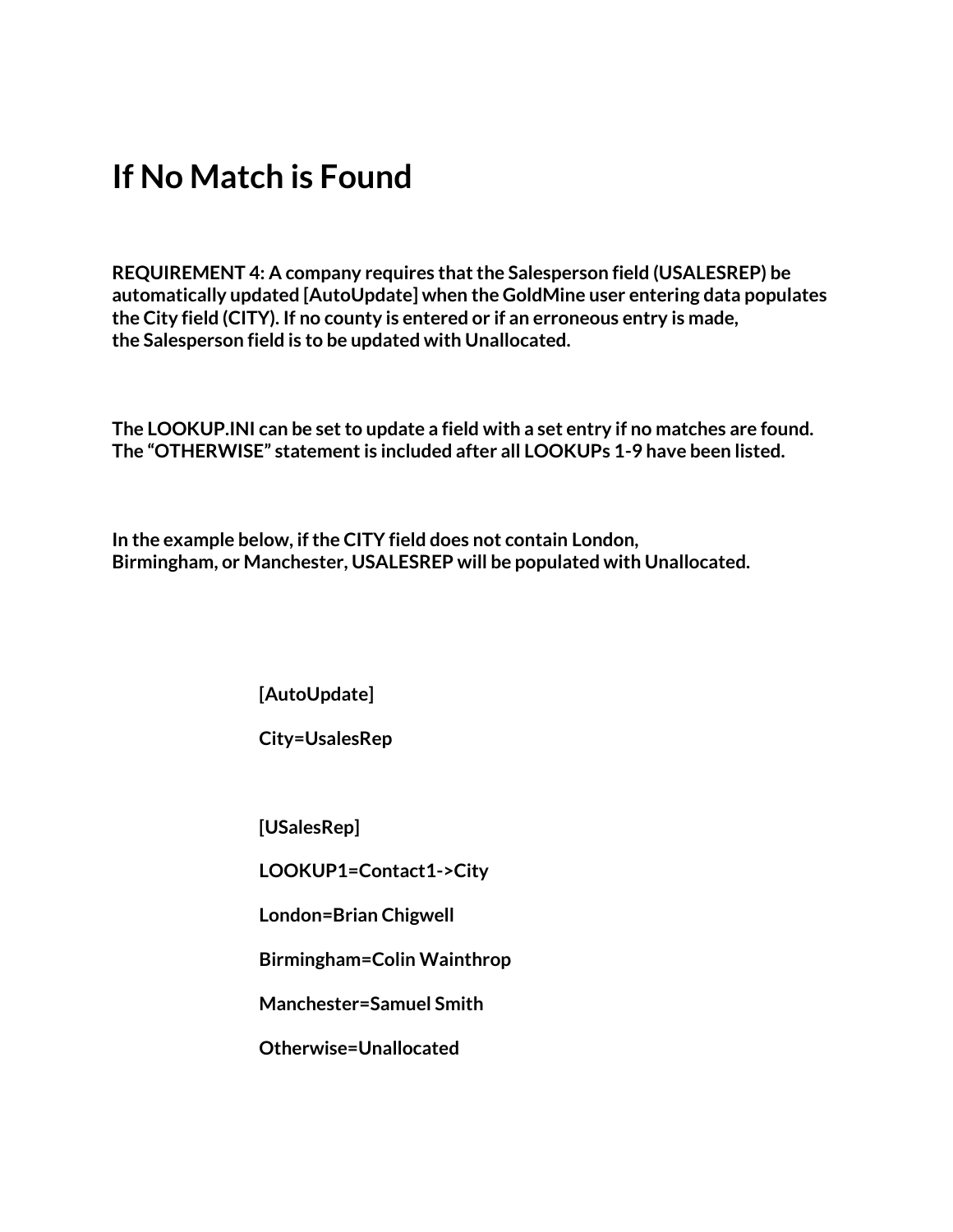# If No Match is Found

**REQUIREMENT 4: A company requires that the Salesperson field (USALESREP) be automatically updated [AutoUpdate] when the GoldMine user entering data populates the City field (CITY). If no county is entered or if an erroneous entry is made, the Salesperson field is to be updated with Unallocated.**

**The LOOKUP.INI can be set to update a field with a set entry if no matches are found. The "OTHERWISE" statement is included after all LOOKUPs 1-9 have been listed.**

**In the example below, if the CITY field does not contain London, Birmingham, or Manchester, USALESREP will be populated with Unallocated.**

```
[AutoUpdate]

City=UsalesRep


[USalesRep]

LOOKUP1=Contact1->City

London=Brian Chigwell

Birmingham=Colin Wainthrop

Manchester=Samuel Smith

Otherwise=Unallocated
```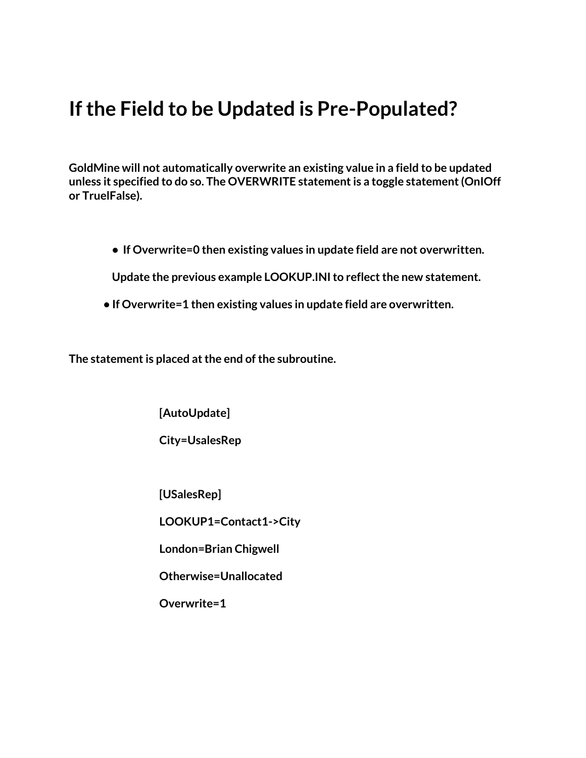# If the Field to be Updated is Pre-Populated?

**GoldMine will not automatically overwrite an existing value in a field to be updated unless it specified to do so. The OVERWRITE statement is a toggle statement (OnIOff or TrueIFalse).**

- **If Overwrite=0 then existing values in update field are not overwritten.**

**Update the previous example LOOKUP.INI to reflect the new statement.**

- **If Overwrite=1 then existing values in update field are overwritten.**

**The statement is placed at the end of the subroutine.**

```
[AutoUpdate]
City=UsalesRep

[USalesRep]
LOOKUP1=Contact1->City
London=Brian Chigwell
Otherwise=Unallocated
Overwrite=1
```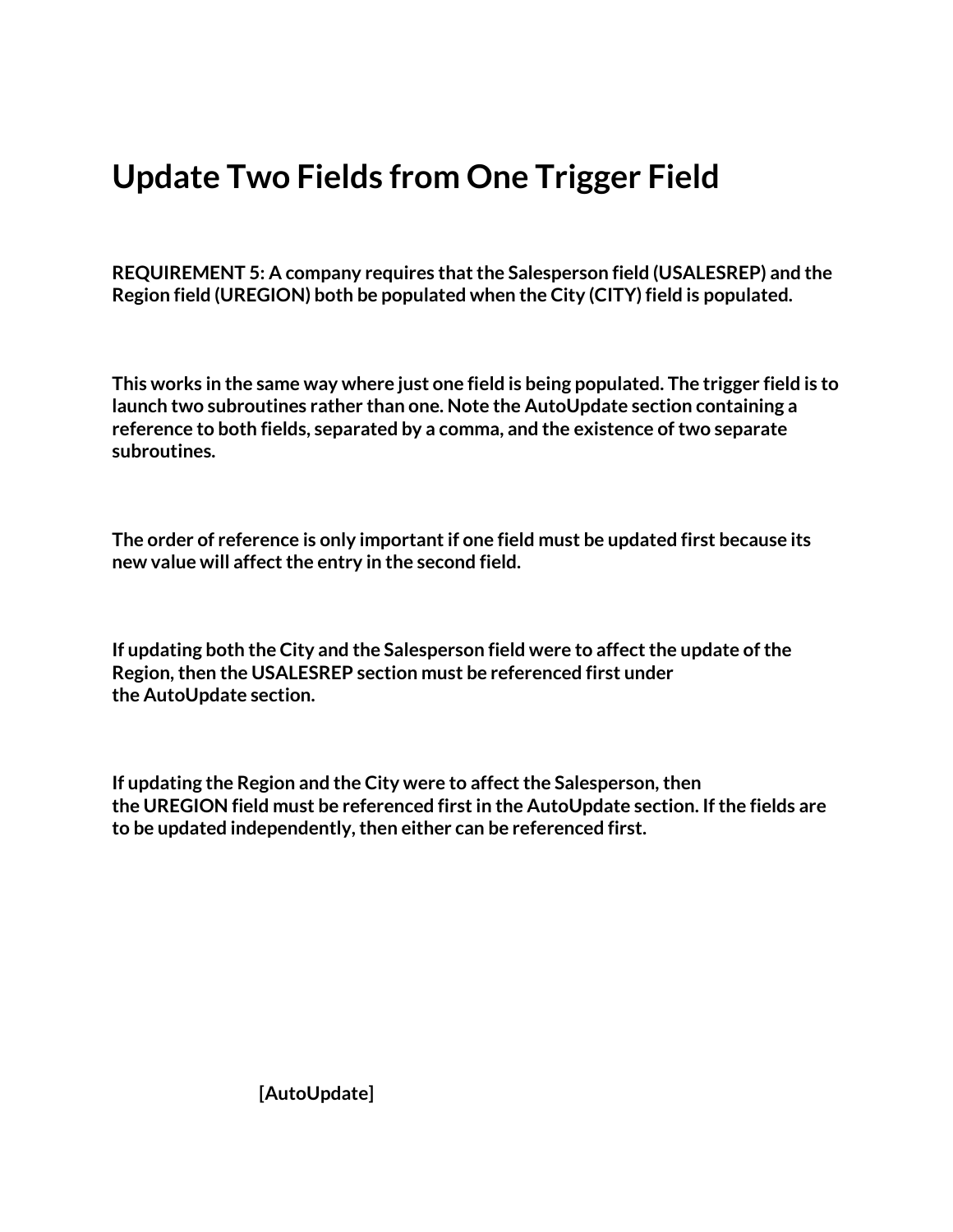# Update Two Fields from One Trigger Field

**REQUIREMENT 5: A company requires that the Salesperson field (USALESREP) and the Region field (UREGION) both be populated when the City (CITY) field is populated.**

**This works in the same way where just one field is being populated. The trigger field is to launch two subroutines rather than one. Note the AutoUpdate section containing a reference to both fields, separated by a comma, and the existence of two separate subroutines.**

**The order of reference is only important if one field must be updated first because its new value will affect the entry in the second field.**

**If updating both the City and the Salesperson field were to affect the update of the Region, then the USALESREP section must be referenced first under the AutoUpdate section.**

**If updating the Region and the City were to affect the Salesperson, then the UREGION field must be referenced first in the AutoUpdate section. If the fields are to be updated independently, then either can be referenced first.**

**[AutoUpdate]**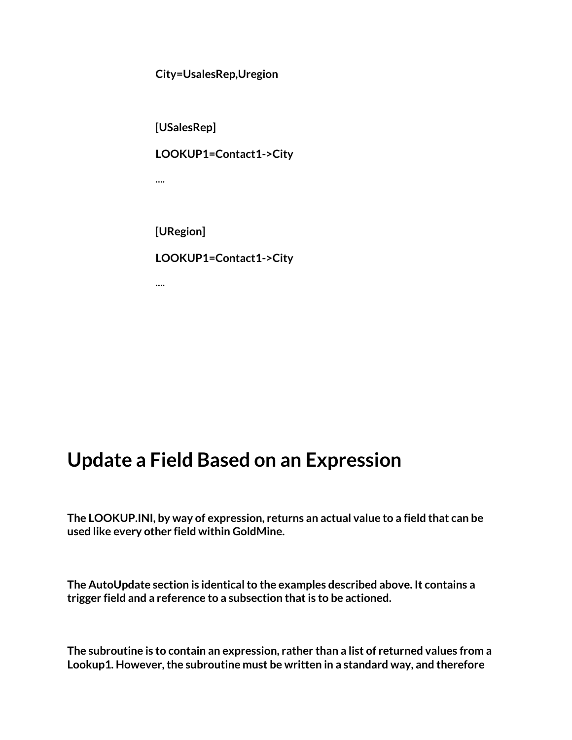```
City=UsalesRep,Uregion

[USalesRep]
LOOKUP1=Contact1->City
....

[URegion]
LOOKUP1=Contact1->City
....
```

# Update a Field Based on an Expression

**The LOOKUP.INI, by way of expression, returns an actual value to a field that can be used like every other field within GoldMine.**

**The AutoUpdate section is identical to the examples described above. It contains a trigger field and a reference to a subsection that is to be actioned.**

**The subroutine is to contain an expression, rather than a list of returned values from a Lookup1. However, the subroutine must be written in a standard way, and therefore**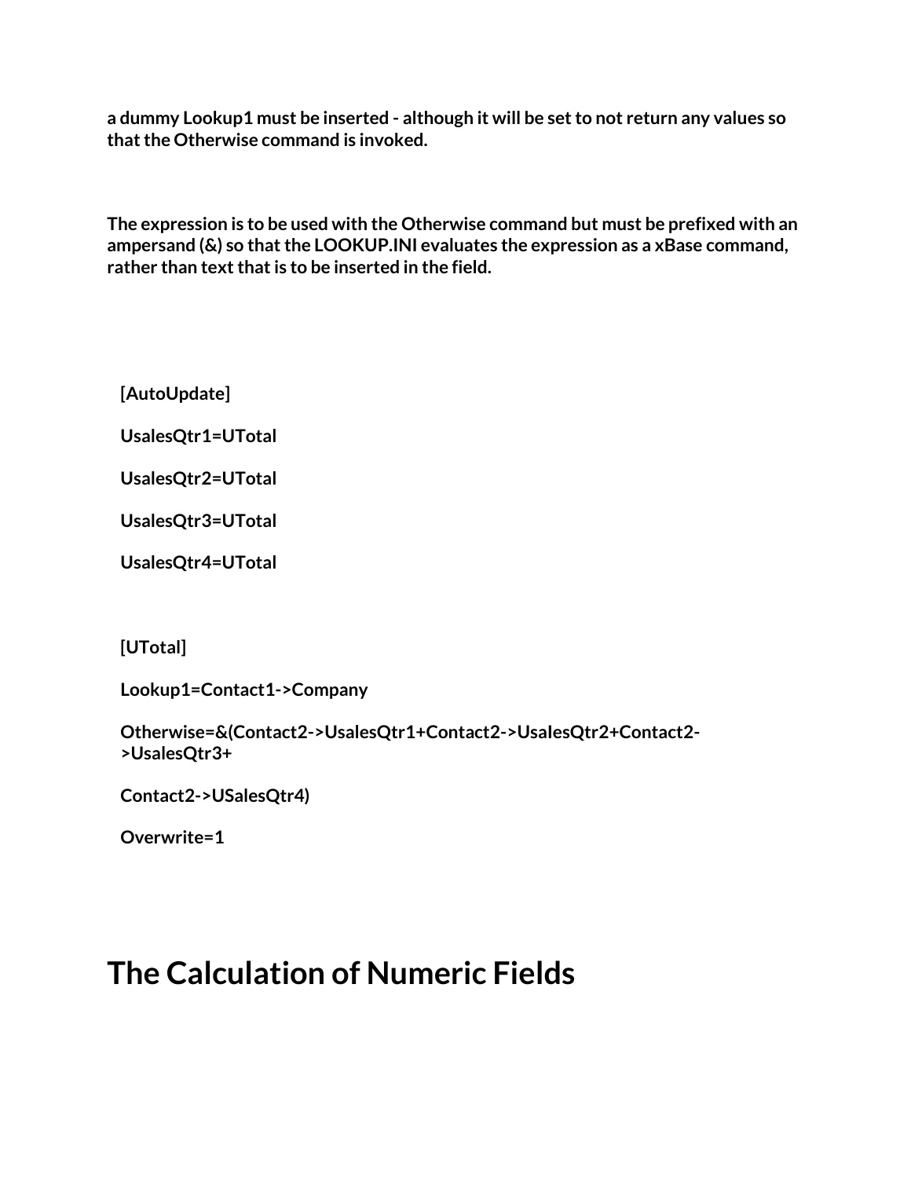**a dummy Lookup1 must be inserted - although it will be set to not return any values so that the Otherwise command is invoked.**

**The expression is to be used with the Otherwise command but must be prefixed with an ampersand (&) so that the LOOKUP.INI evaluates the expression as a xBase command, rather than text that is to be inserted in the field.**

```
[AutoUpdate]

UsalesQtr1=UTotal

UsalesQtr2=UTotal

UsalesQtr3=UTotal

UsalesQtr4=UTotal


[UTotal]

Lookup1=Contact1->Company

Otherwise=&(Contact2->UsalesQtr1+Contact2->UsalesQtr2+Contact2->UsalesQtr3+

Contact2->USalesQtr4)

Overwrite=1
```

# The Calculation of Numeric Fields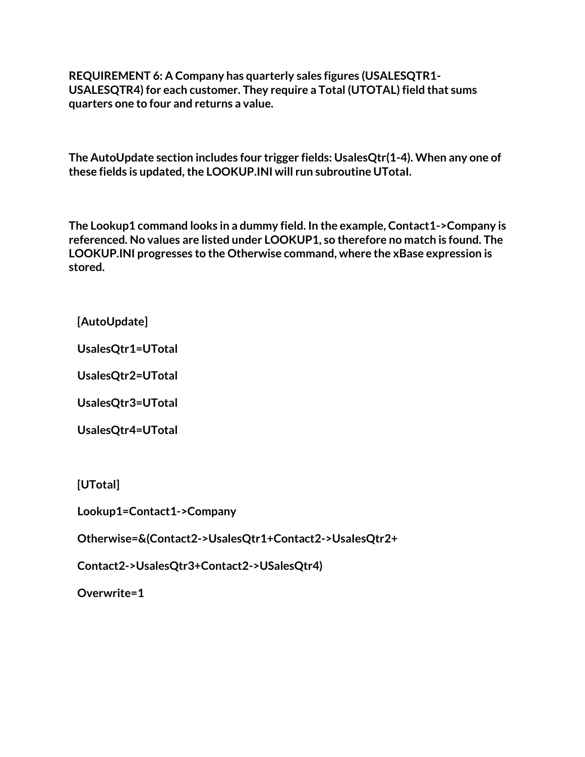**REQUIREMENT 6: A Company has quarterly sales figures (USALESQTR1-USALESQTR4) for each customer. They require a Total (UTOTAL) field that sums quarters one to four and returns a value.**

**The AutoUpdate section includes four trigger fields: UsalesQtr(1-4). When any one of these fields is updated, the LOOKUP.INI will run subroutine UTotal.**

**The Lookup1 command looks in a dummy field. In the example, Contact1->Company is referenced. No values are listed under LOOKUP1, so therefore no match is found. The LOOKUP.INI progresses to the Otherwise command, where the xBase expression is stored.**

```
[AutoUpdate]

UsalesQtr1=UTotal

UsalesQtr2=UTotal

UsalesQtr3=UTotal

UsalesQtr4=UTotal


[UTotal]

Lookup1=Contact1->Company

Otherwise=&(Contact2->UsalesQtr1+Contact2->UsalesQtr2+

Contact2->UsalesQtr3+Contact2->USalesQtr4)

Overwrite=1
```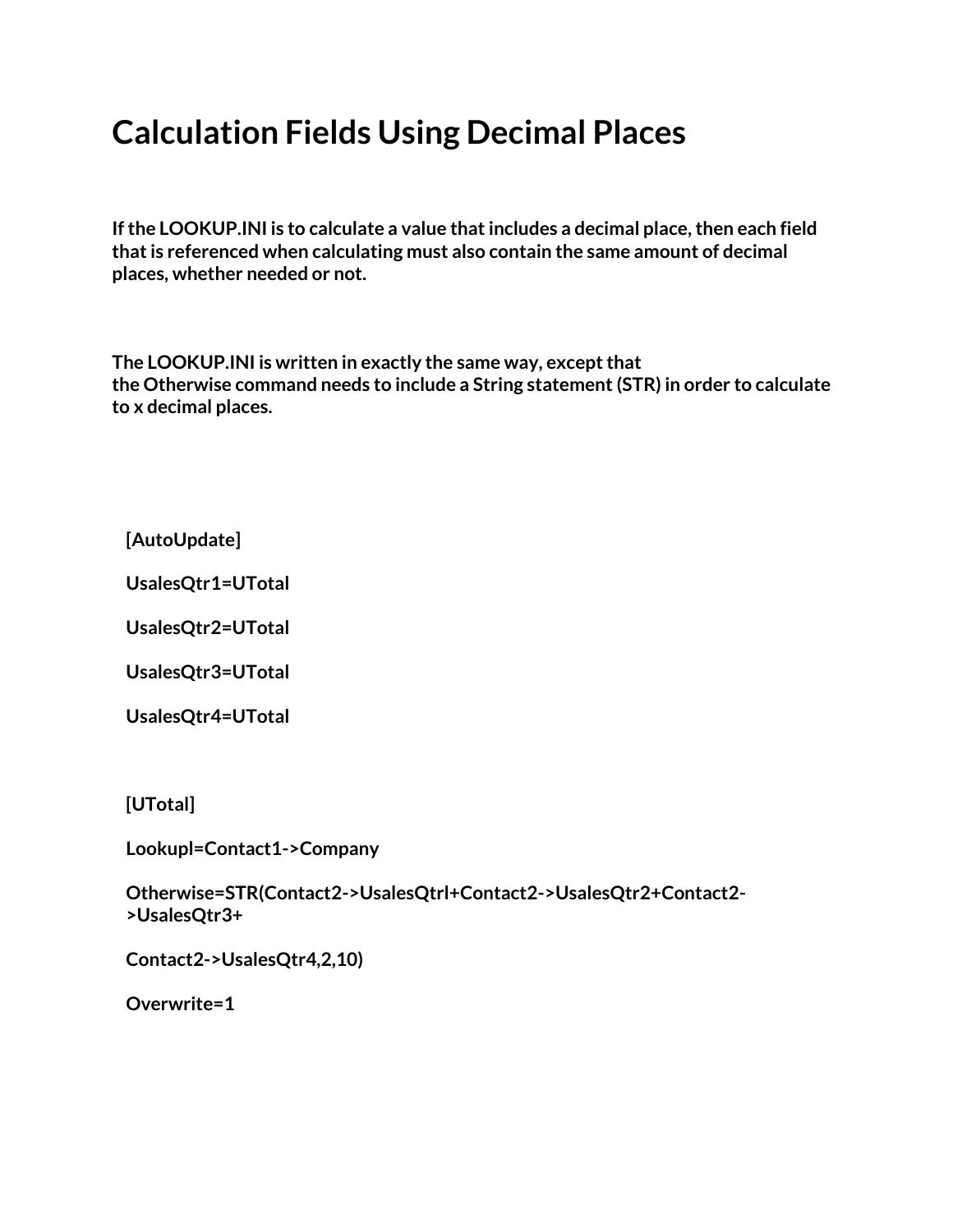# Calculation Fields Using Decimal Places

**If the LOOKUP.INI is to calculate a value that includes a decimal place, then each field that is referenced when calculating must also contain the same amount of decimal places, whether needed or not.**

**The LOOKUP.INI is written in exactly the same way, except that the Otherwise command needs to include a String statement (STR) in order to calculate to x decimal places.**

```
[AutoUpdate]

UsalesQtr1=UTotal

UsalesQtr2=UTotal

UsalesQtr3=UTotal

UsalesQtr4=UTotal



[UTotal]

Lookupl=Contact1->Company

Otherwise=STR(Contact2->UsalesQtrl+Contact2->UsalesQtr2+Contact2->UsalesQtr3+

Contact2->UsalesQtr4,2,10)

Overwrite=1
```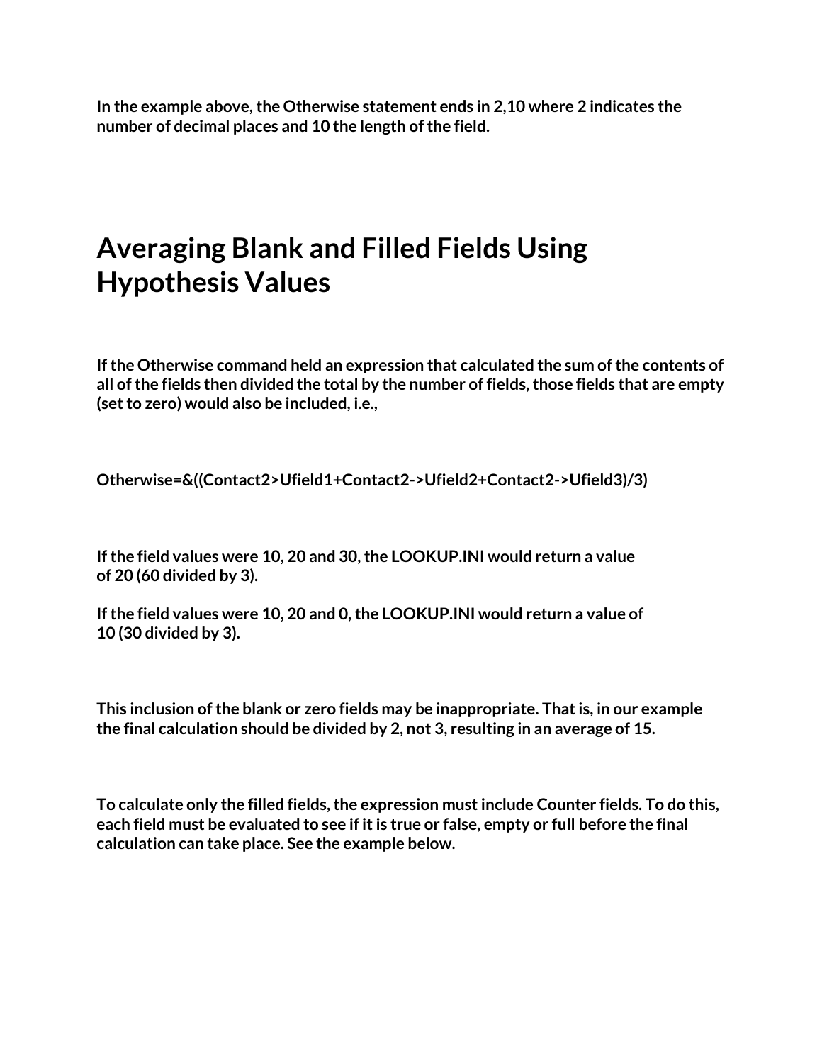**In the example above, the Otherwise statement ends in 2,10 where 2 indicates the number of decimal places and 10 the length of the field.**

# Averaging Blank and Filled Fields Using Hypothesis Values

**If the Otherwise command held an expression that calculated the sum of the contents of all of the fields then divided the total by the number of fields, those fields that are empty (set to zero) would also be included, i.e.,**

**Otherwise=&((Contact2>Ufield1+Contact2->Ufield2+Contact2->Ufield3)/3)**

**If the field values were 10, 20 and 30, the LOOKUP.INI would return a value of 20 (60 divided by 3).**

**If the field values were 10, 20 and 0, the LOOKUP.INI would return a value of 10 (30 divided by 3).**

**This inclusion of the blank or zero fields may be inappropriate. That is, in our example the final calculation should be divided by 2, not 3, resulting in an average of 15.**

**To calculate only the filled fields, the expression must include Counter fields. To do this, each field must be evaluated to see if it is true or false, empty or full before the final calculation can take place. See the example below.**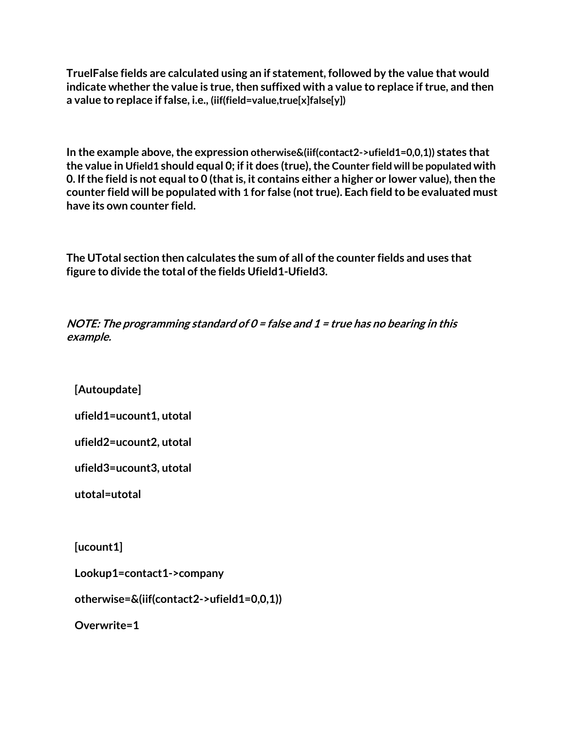**TruelFalse fields are calculated using an if statement, followed by the value that would indicate whether the value is true, then suffixed with a value to replace if true, and then a value to replace if false, i.e., (iif(field=value,true[x]false[y])**

**In the example above, the expression otherwise&(iif(contact2->ufield1=0,0,1)) states that the value in Ufield1 should equal 0; if it does (true), the Counter field will be populated with 0. If the field is not equal to 0 (that is, it contains either a higher or lower value), then the counter field will be populated with 1 for false (not true). Each field to be evaluated must have its own counter field.**

**The UTotal section then calculates the sum of all of the counter fields and uses that figure to divide the total of the fields Ufield1-Ufield3.**

***NOTE: The programming standard of 0 = false and 1 = true has no bearing in this example.***

```
[Autoupdate]

ufield1=ucount1, utotal

ufield2=ucount2, utotal

ufield3=ucount3, utotal

utotal=utotal


[ucount1]

Lookup1=contact1->company

otherwise=&(iif(contact2->ufield1=0,0,1))

Overwrite=1
```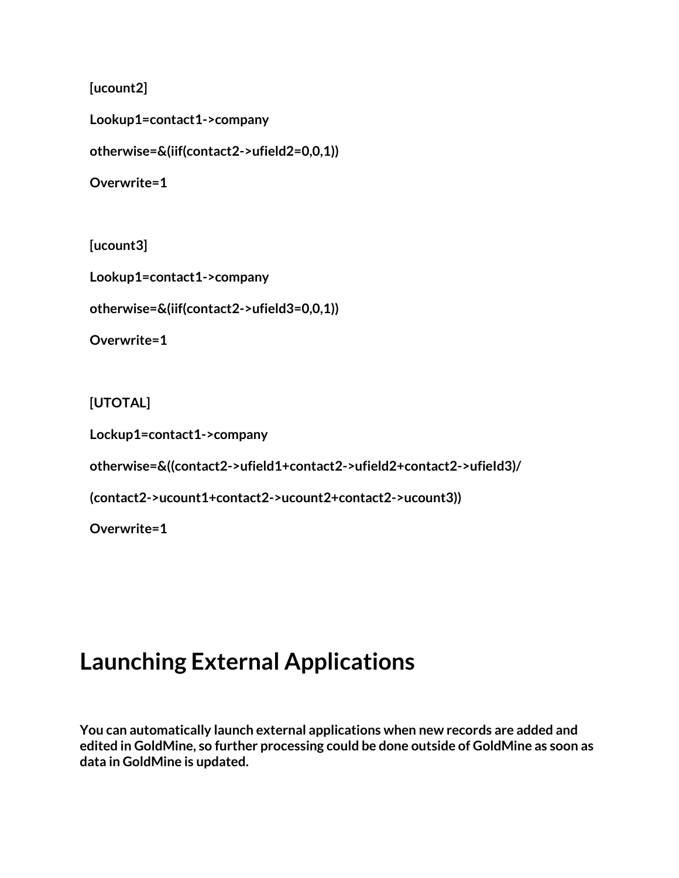```
[ucount2]

Lookup1=contact1->company

otherwise=&(iif(contact2->ufield2=0,0,1))

Overwrite=1


[ucount3]

Lookup1=contact1->company

otherwise=&(iif(contact2->ufield3=0,0,1))

Overwrite=1


[UTOTAL]

Lockup1=contact1->company

otherwise=&((contact2->ufield1+contact2->ufield2+contact2->ufield3)/

(contact2->ucount1+contact2->ucount2+contact2->ucount3))

Overwrite=1
```

# Launching External Applications

**You can automatically launch external applications when new records are added and edited in GoldMine, so further processing could be done outside of GoldMine as soon as data in GoldMine is updated.**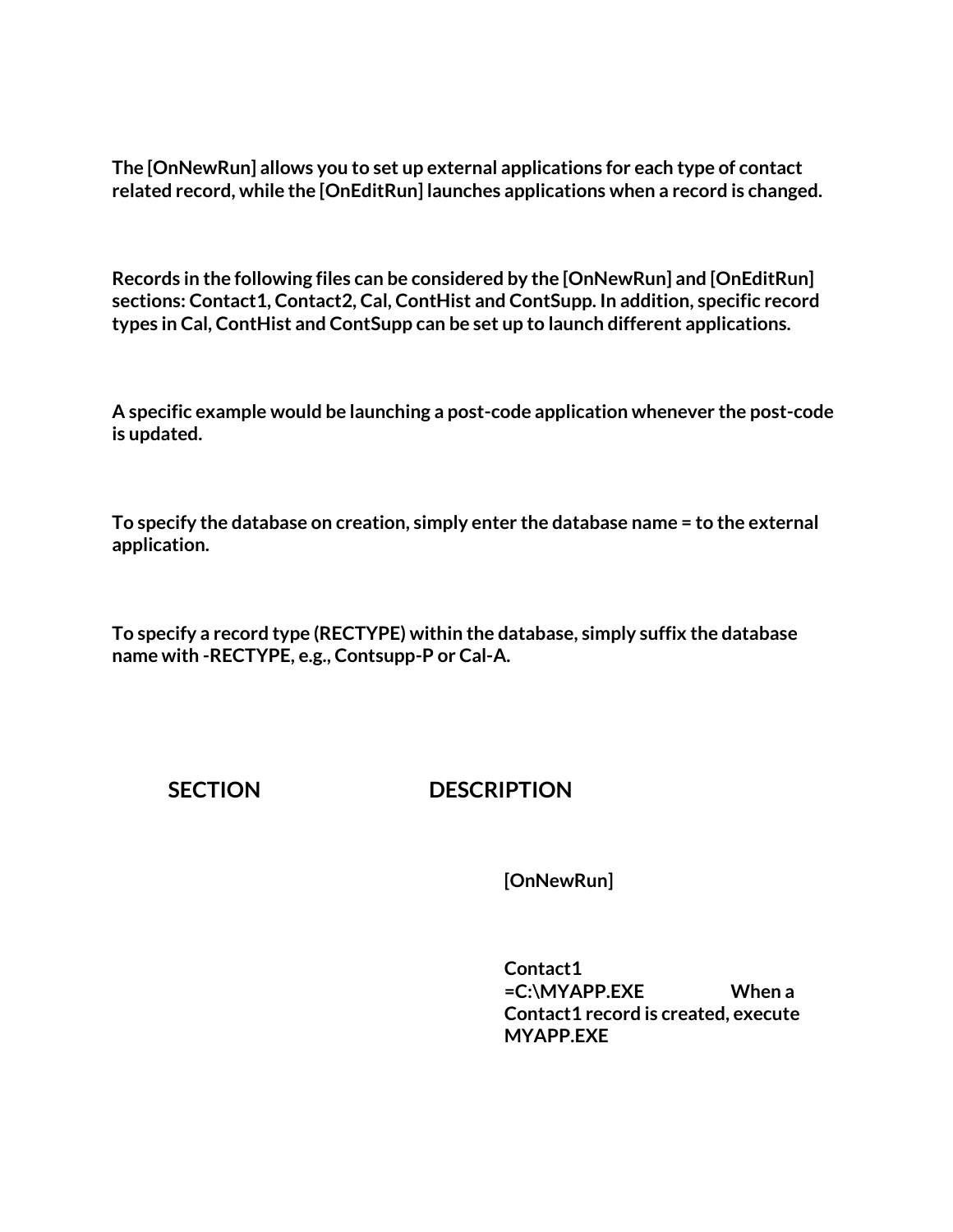**The [OnNewRun] allows you to set up external applications for each type of contact related record, while the [OnEditRun] launches applications when a record is changed.**

**Records in the following files can be considered by the [OnNewRun] and [OnEditRun] sections: Contact1, Contact2, Cal, ContHist and ContSupp. In addition, specific record types in Cal, ContHist and ContSupp can be set up to launch different applications.**

**A specific example would be launching a post-code application whenever the post-code is updated.**

**To specify the database on creation, simply enter the database name = to the external application.**

**To specify a record type (RECTYPE) within the database, simply suffix the database name with -RECTYPE, e.g., Contsupp-P or Cal-A.**

| SECTION | DESCRIPTION |
|---|---|
| | **[OnNewRun]** |
| | **Contact1 =C:\MYAPP.EXE When a Contact1 record is created, execute MYAPP.EXE** |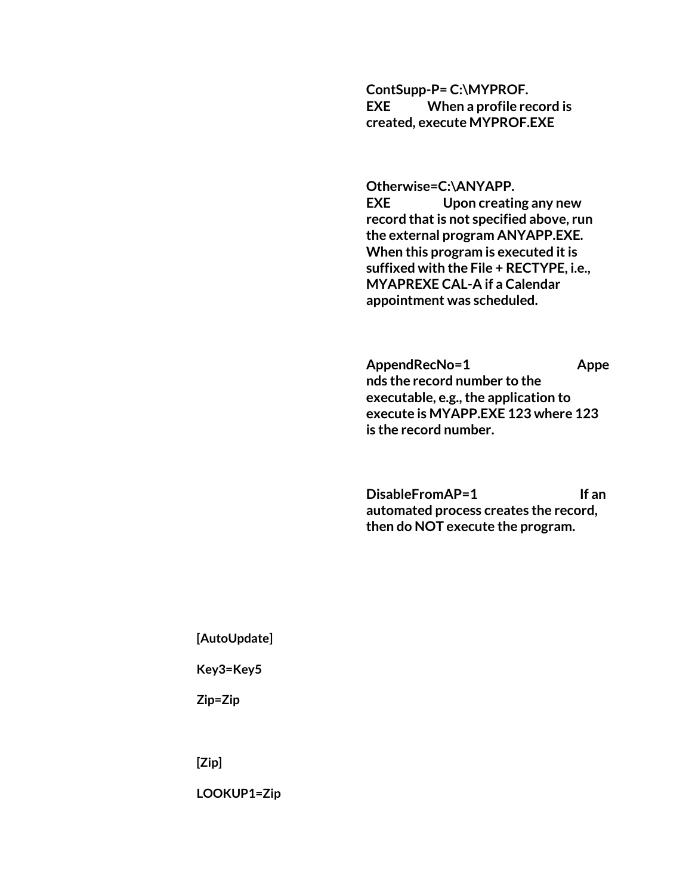**ContSupp-P= C:\MYPROF.EXE** When a profile record is created, execute MYPROF.EXE

**Otherwise=C:\ANYAPP.EXE** Upon creating any new record that is not specified above, run the external program ANYAPP.EXE. When this program is executed it is suffixed with the File + RECTYPE, i.e., MYAPREXE CAL-A if a Calendar appointment was scheduled.

**AppendRecNo=1** Appends the record number to the executable, e.g., the application to execute is MYAPP.EXE 123 where 123 is the record number.

**DisableFromAP=1** If an automated process creates the record, then do NOT execute the program.

**[AutoUpdate]**

**Key3=Key5**

**Zip=Zip**

**[Zip]**

**LOOKUP1=Zip**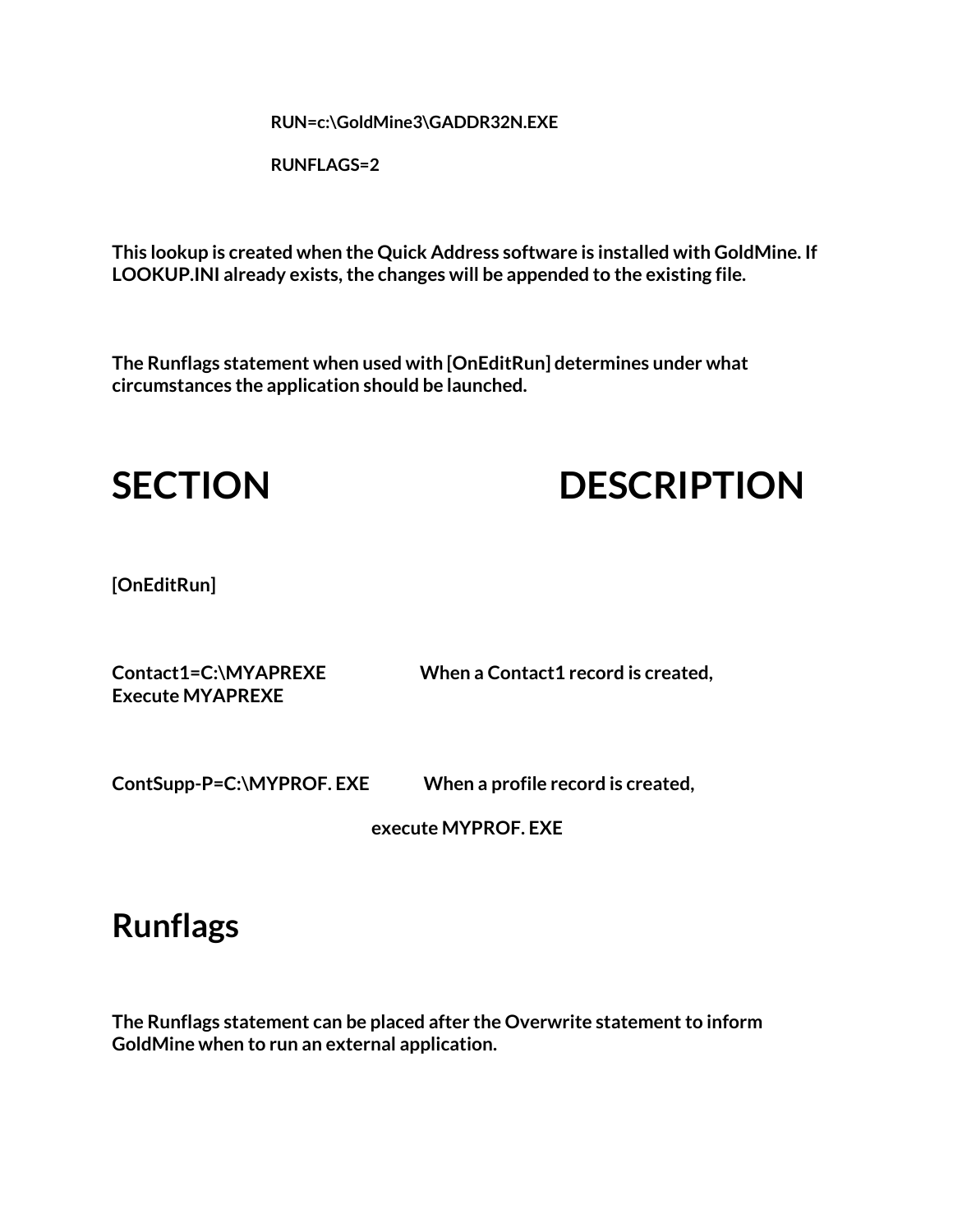**RUN=c:\GoldMine3\GADDR32N.EXE**

**RUNFLAGS=2**

**This lookup is created when the Quick Address software is installed with GoldMine. If LOOKUP.INI already exists, the changes will be appended to the existing file.**

**The Runflags statement when used with [OnEditRun] determines under what circumstances the application should be launched.**

| SECTION | DESCRIPTION |
|---|---|
| **[OnEditRun]** | |
| **Contact1=C:\MYAPREXE** | **When a Contact1 record is created, Execute MYAPREXE** |
| **ContSupp-P=C:\MYPROF. EXE** | **When a profile record is created, execute MYPROF. EXE** |

# Runflags

**The Runflags statement can be placed after the Overwrite statement to inform GoldMine when to run an external application.**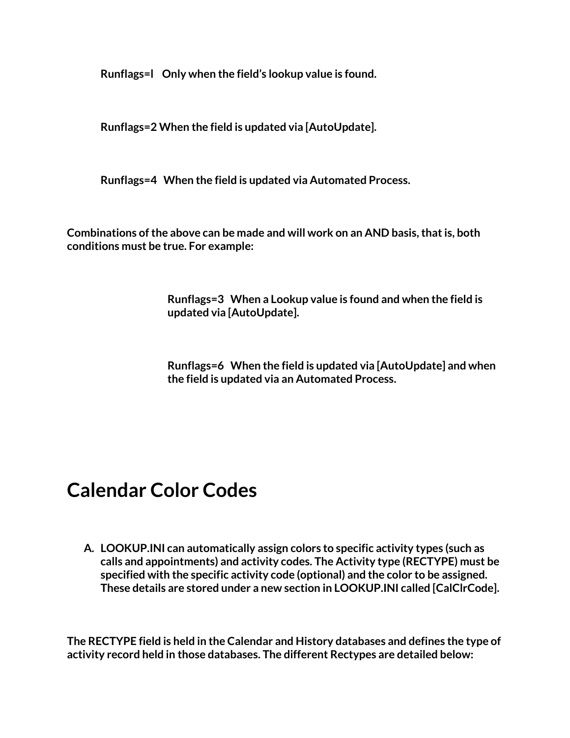**Runflags=l  Only when the field's lookup value is found.**

**Runflags=2 When the field is updated via [AutoUpdate].**

**Runflags=4  When the field is updated via Automated Process.**

**Combinations of the above can be made and will work on an AND basis, that is, both conditions must be true. For example:**

> **Runflags=3  When a Lookup value is found and when the field is updated via [AutoUpdate].**
>
> **Runflags=6  When the field is updated via [AutoUpdate] and when the field is updated via an Automated Process.**

# Calendar Color Codes

A. **LOOKUP.INI can automatically assign colors to specific activity types (such as calls and appointments) and activity codes. The Activity type (RECTYPE) must be specified with the specific activity code (optional) and the color to be assigned. These details are stored under a new section in LOOKUP.INI called [CalClrCode].**

**The RECTYPE field is held in the Calendar and History databases and defines the type of activity record held in those databases. The different Rectypes are detailed below:**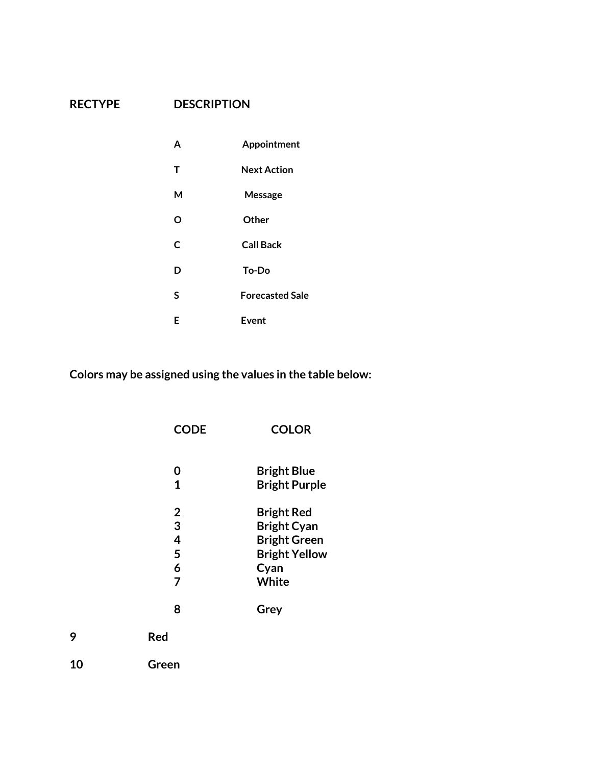| RECTYPE | DESCRIPTION |
| --- | --- |
| A | Appointment |
| T | Next Action |
| M | Message |
| O | Other |
| C | Call Back |
| D | To-Do |
| S | Forecasted Sale |
| E | Event |

**Colors may be assigned using the values in the table below:**

| CODE | COLOR |
| --- | --- |
| 0 | Bright Blue |
| 1 | Bright Purple |
| 2 | Bright Red |
| 3 | Bright Cyan |
| 4 | Bright Green |
| 5 | Bright Yellow |
| 6 | Cyan |
| 7 | White |
| 8 | Grey |
| 9 | Red |
| 10 | Green |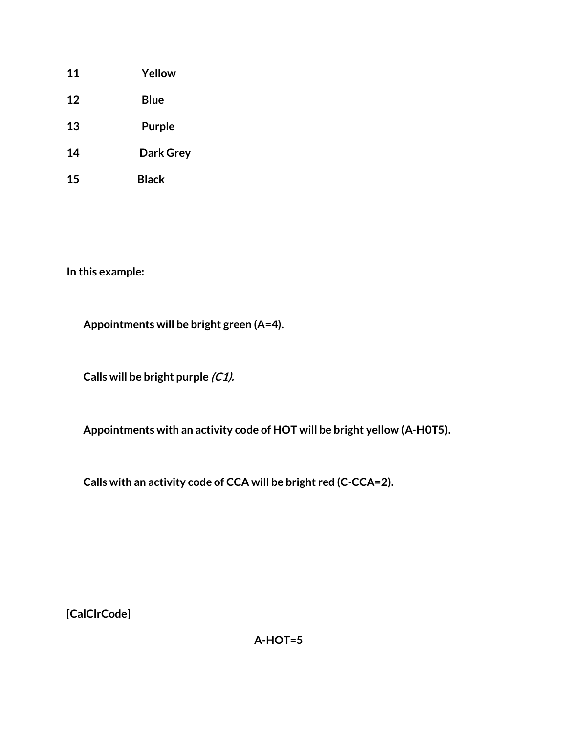**11 Yellow**

**12 Blue**

**13 Purple**

**14 Dark Grey**

**15 Black**

**In this example:**

**Appointments will be bright green (A=4).**

**Calls will be bright purple *(C1).***

**Appointments with an activity code of HOT will be bright yellow (A-H0T5).**

**Calls with an activity code of CCA will be bright red (C-CCA=2).**

**[CalClrCode]**

**A-HOT=5**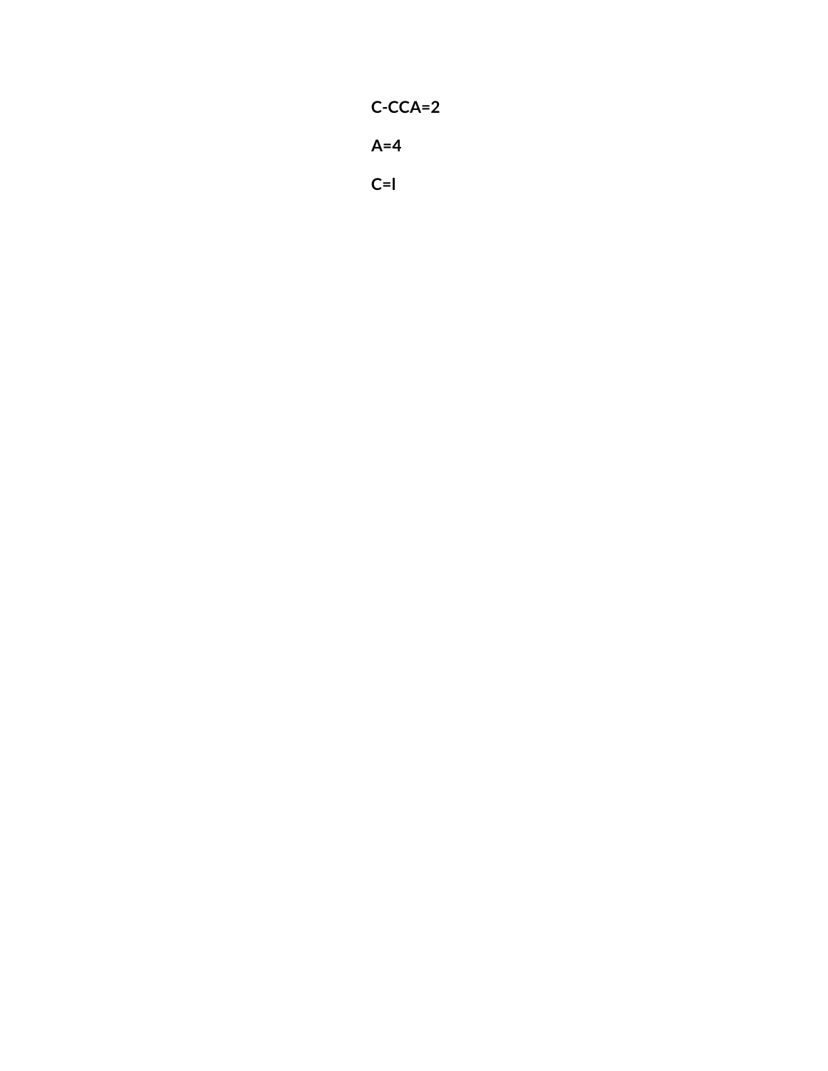**C-CCA=2**

**A=4**

**C=l**